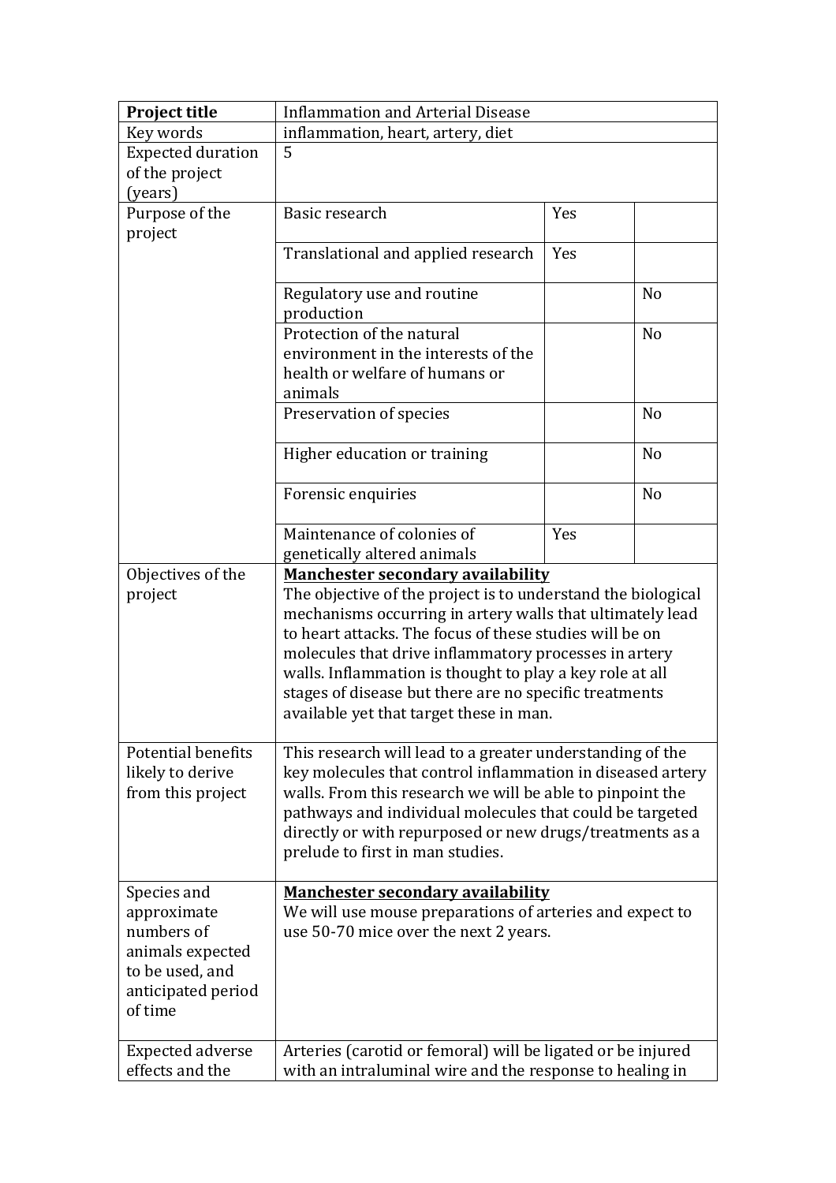| Project title | Inflammation and Arterial Disease | | |
|---|---|---|---|
| Key words | inflammation, heart, artery, diet | | |
| Expected duration of the project (years) | 5 | | |
| Purpose of the project | Basic research | Yes | |
| | Translational and applied research | Yes | |
| | Regulatory use and routine production | | No |
| | Protection of the natural environment in the interests of the health or welfare of humans or animals | | No |
| | Preservation of species | | No |
| | Higher education or training | | No |
| | Forensic enquiries | | No |
| | Maintenance of colonies of genetically altered animals | Yes | |
| Objectives of the project | **Manchester secondary availability**<br>The objective of the project is to understand the biological mechanisms occurring in artery walls that ultimately lead to heart attacks. The focus of these studies will be on molecules that drive inflammatory processes in artery walls. Inflammation is thought to play a key role at all stages of disease but there are no specific treatments available yet that target these in man. | | |
| Potential benefits likely to derive from this project | This research will lead to a greater understanding of the key molecules that control inflammation in diseased artery walls. From this research we will be able to pinpoint the pathways and individual molecules that could be targeted directly or with repurposed or new drugs/treatments as a prelude to first in man studies. | | |
| Species and approximate numbers of animals expected to be used, and anticipated period of time | **Manchester secondary availability**<br>We will use mouse preparations of arteries and expect to use 50-70 mice over the next 2 years. | | |
| Expected adverse effects and the | Arteries (carotid or femoral) will be ligated or be injured with an intraluminal wire and the response to healing in | | |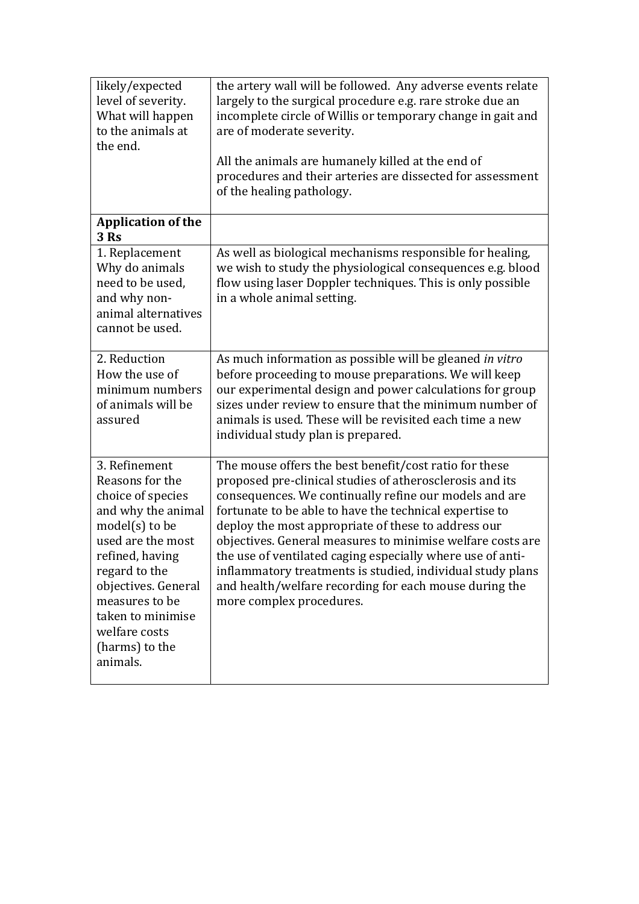| | |
|---|---|
| likely/expected level of severity. What will happen to the animals at the end. | the artery wall will be followed. Any adverse events relate largely to the surgical procedure e.g. rare stroke due an incomplete circle of Willis or temporary change in gait and are of moderate severity.<br><br>All the animals are humanely killed at the end of procedures and their arteries are dissected for assessment of the healing pathology. |
| **Application of the 3 Rs** | |
| 1. Replacement<br>Why do animals need to be used, and why non-animal alternatives cannot be used. | As well as biological mechanisms responsible for healing, we wish to study the physiological consequences e.g. blood flow using laser Doppler techniques. This is only possible in a whole animal setting. |
| 2. Reduction<br>How the use of minimum numbers of animals will be assured | As much information as possible will be gleaned *in vitro* before proceeding to mouse preparations. We will keep our experimental design and power calculations for group sizes under review to ensure that the minimum number of animals is used. These will be revisited each time a new individual study plan is prepared. |
| 3. Refinement<br>Reasons for the choice of species and why the animal model(s) to be used are the most refined, having regard to the objectives. General measures to be taken to minimise welfare costs (harms) to the animals. | The mouse offers the best benefit/cost ratio for these proposed pre-clinical studies of atherosclerosis and its consequences. We continually refine our models and are fortunate to be able to have the technical expertise to deploy the most appropriate of these to address our objectives. General measures to minimise welfare costs are the use of ventilated caging especially where use of anti-inflammatory treatments is studied, individual study plans and health/welfare recording for each mouse during the more complex procedures. |